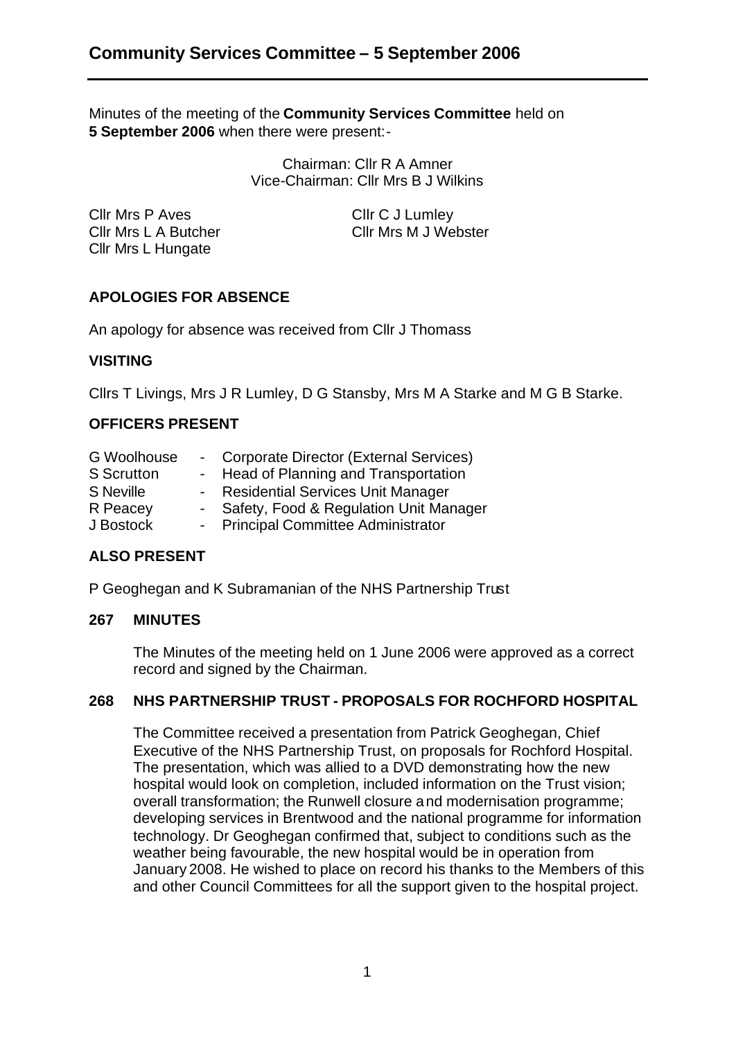# Community Services Committee – 5 September 2006

Minutes of the meeting of the **Community Services Committee** held on **5 September 2006** when there were present:-

Chairman: Cllr R A Amner
Vice-Chairman: Cllr Mrs B J Wilkins

Cllr Mrs P Aves
Cllr Mrs L A Butcher
Cllr Mrs L Hungate
Cllr C J Lumley
Cllr Mrs M J Webster

## APOLOGIES FOR ABSENCE

An apology for absence was received from Cllr J Thomass

## VISITING

Cllrs T Livings, Mrs J R Lumley, D G Stansby, Mrs M A Starke and M G B Starke.

## OFFICERS PRESENT

G Woolhouse - Corporate Director (External Services)
S Scrutton - Head of Planning and Transportation
S Neville - Residential Services Unit Manager
R Peacey - Safety, Food & Regulation Unit Manager
J Bostock - Principal Committee Administrator

## ALSO PRESENT

P Geoghegan and K Subramanian of the NHS Partnership Trust

## 267 MINUTES

The Minutes of the meeting held on 1 June 2006 were approved as a correct record and signed by the Chairman.

## 268 NHS PARTNERSHIP TRUST - PROPOSALS FOR ROCHFORD HOSPITAL

The Committee received a presentation from Patrick Geoghegan, Chief Executive of the NHS Partnership Trust, on proposals for Rochford Hospital. The presentation, which was allied to a DVD demonstrating how the new hospital would look on completion, included information on the Trust vision; overall transformation; the Runwell closure and modernisation programme; developing services in Brentwood and the national programme for information technology. Dr Geoghegan confirmed that, subject to conditions such as the weather being favourable, the new hospital would be in operation from January 2008. He wished to place on record his thanks to the Members of this and other Council Committees for all the support given to the hospital project.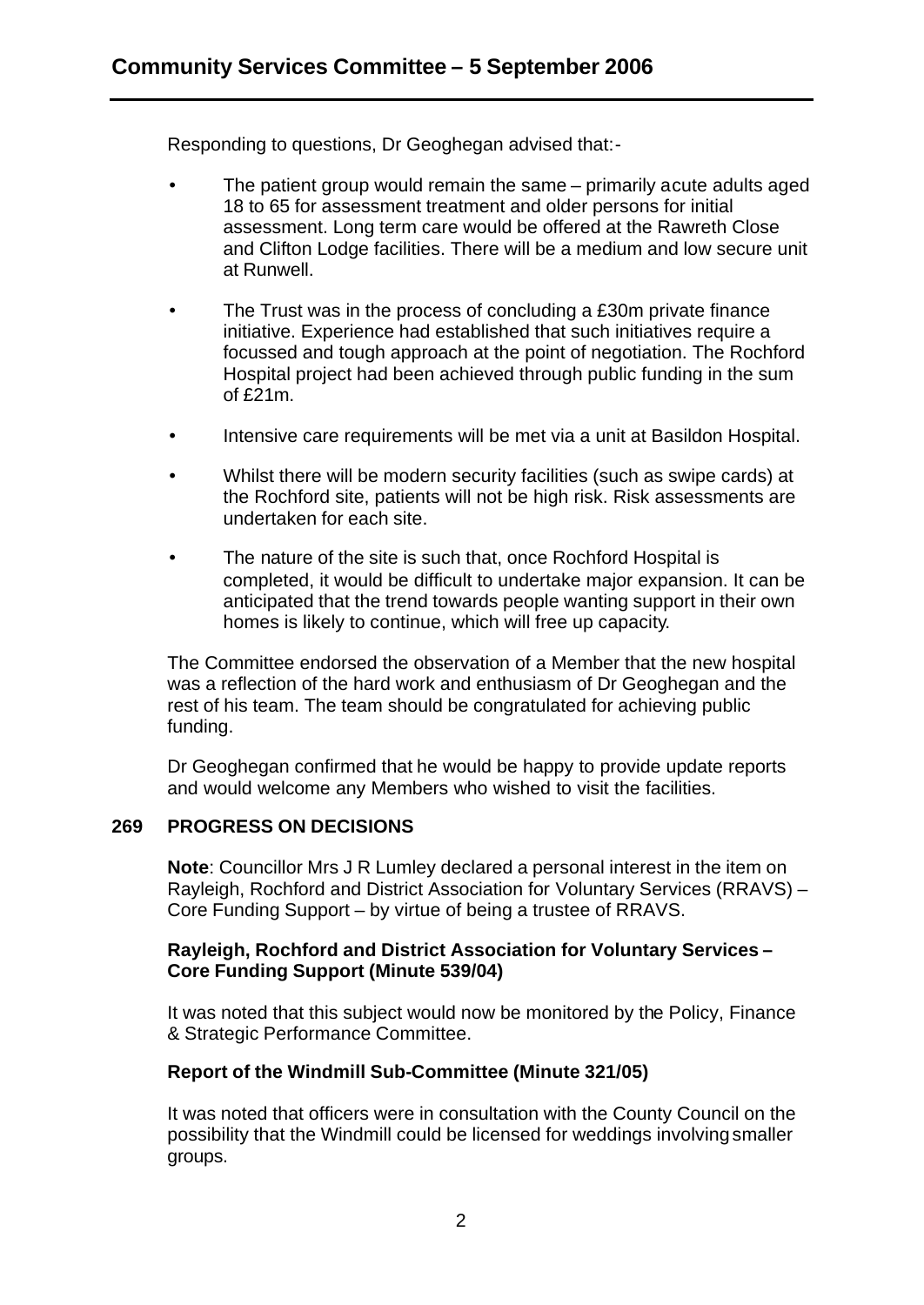Responding to questions, Dr Geoghegan advised that:-

- The patient group would remain the same – primarily acute adults aged 18 to 65 for assessment treatment and older persons for initial assessment. Long term care would be offered at the Rawreth Close and Clifton Lodge facilities. There will be a medium and low secure unit at Runwell.
- The Trust was in the process of concluding a £30m private finance initiative. Experience had established that such initiatives require a focussed and tough approach at the point of negotiation. The Rochford Hospital project had been achieved through public funding in the sum of £21m.
- Intensive care requirements will be met via a unit at Basildon Hospital.
- Whilst there will be modern security facilities (such as swipe cards) at the Rochford site, patients will not be high risk. Risk assessments are undertaken for each site.
- The nature of the site is such that, once Rochford Hospital is completed, it would be difficult to undertake major expansion. It can be anticipated that the trend towards people wanting support in their own homes is likely to continue, which will free up capacity.

The Committee endorsed the observation of a Member that the new hospital was a reflection of the hard work and enthusiasm of Dr Geoghegan and the rest of his team. The team should be congratulated for achieving public funding.

Dr Geoghegan confirmed that he would be happy to provide update reports and would welcome any Members who wished to visit the facilities.

## 269 PROGRESS ON DECISIONS

**Note**: Councillor Mrs J R Lumley declared a personal interest in the item on Rayleigh, Rochford and District Association for Voluntary Services (RRAVS) – Core Funding Support – by virtue of being a trustee of RRAVS.

**Rayleigh, Rochford and District Association for Voluntary Services – Core Funding Support (Minute 539/04)**

It was noted that this subject would now be monitored by the Policy, Finance & Strategic Performance Committee.

**Report of the Windmill Sub-Committee (Minute 321/05)**

It was noted that officers were in consultation with the County Council on the possibility that the Windmill could be licensed for weddings involving smaller groups.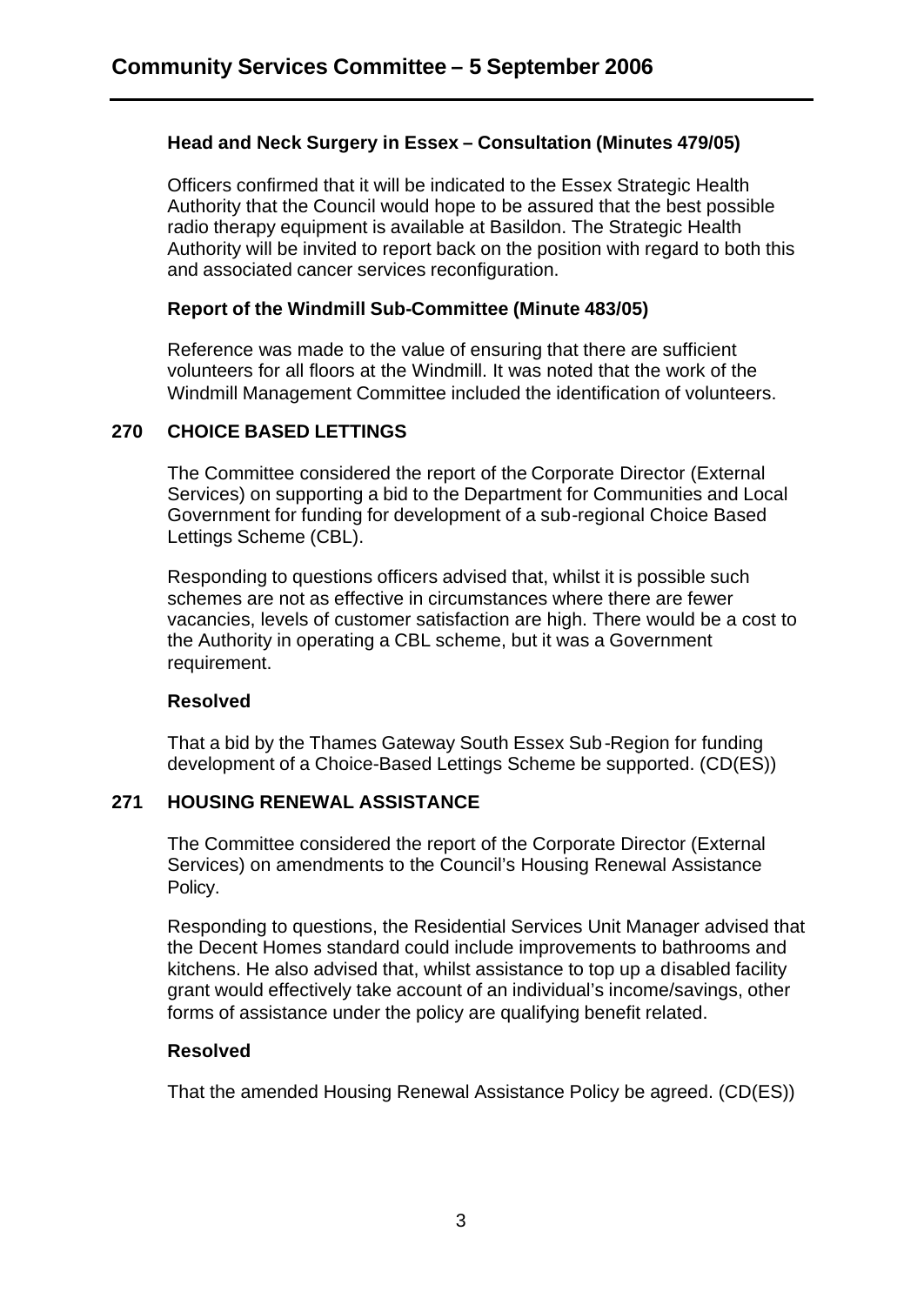### Head and Neck Surgery in Essex – Consultation (Minutes 479/05)

Officers confirmed that it will be indicated to the Essex Strategic Health Authority that the Council would hope to be assured that the best possible radio therapy equipment is available at Basildon. The Strategic Health Authority will be invited to report back on the position with regard to both this and associated cancer services reconfiguration.

### Report of the Windmill Sub-Committee (Minute 483/05)

Reference was made to the value of ensuring that there are sufficient volunteers for all floors at the Windmill. It was noted that the work of the Windmill Management Committee included the identification of volunteers.

## 270 CHOICE BASED LETTINGS

The Committee considered the report of the Corporate Director (External Services) on supporting a bid to the Department for Communities and Local Government for funding for development of a sub-regional Choice Based Lettings Scheme (CBL).

Responding to questions officers advised that, whilst it is possible such schemes are not as effective in circumstances where there are fewer vacancies, levels of customer satisfaction are high. There would be a cost to the Authority in operating a CBL scheme, but it was a Government requirement.

**Resolved**

That a bid by the Thames Gateway South Essex Sub-Region for funding development of a Choice-Based Lettings Scheme be supported. (CD(ES))

## 271 HOUSING RENEWAL ASSISTANCE

The Committee considered the report of the Corporate Director (External Services) on amendments to the Council's Housing Renewal Assistance Policy.

Responding to questions, the Residential Services Unit Manager advised that the Decent Homes standard could include improvements to bathrooms and kitchens. He also advised that, whilst assistance to top up a disabled facility grant would effectively take account of an individual's income/savings, other forms of assistance under the policy are qualifying benefit related.

**Resolved**

That the amended Housing Renewal Assistance Policy be agreed. (CD(ES))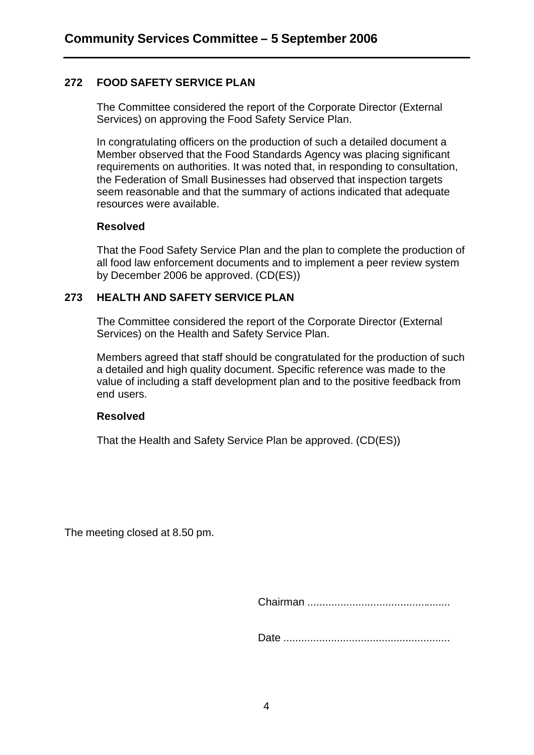## 272 FOOD SAFETY SERVICE PLAN

The Committee considered the report of the Corporate Director (External Services) on approving the Food Safety Service Plan.

In congratulating officers on the production of such a detailed document a Member observed that the Food Standards Agency was placing significant requirements on authorities. It was noted that, in responding to consultation, the Federation of Small Businesses had observed that inspection targets seem reasonable and that the summary of actions indicated that adequate resources were available.

**Resolved**

That the Food Safety Service Plan and the plan to complete the production of all food law enforcement documents and to implement a peer review system by December 2006 be approved. (CD(ES))

## 273 HEALTH AND SAFETY SERVICE PLAN

The Committee considered the report of the Corporate Director (External Services) on the Health and Safety Service Plan.

Members agreed that staff should be congratulated for the production of such a detailed and high quality document. Specific reference was made to the value of including a staff development plan and to the positive feedback from end users.

**Resolved**

That the Health and Safety Service Plan be approved. (CD(ES))

The meeting closed at 8.50 pm.

Chairman ...............................................

Date .......................................................